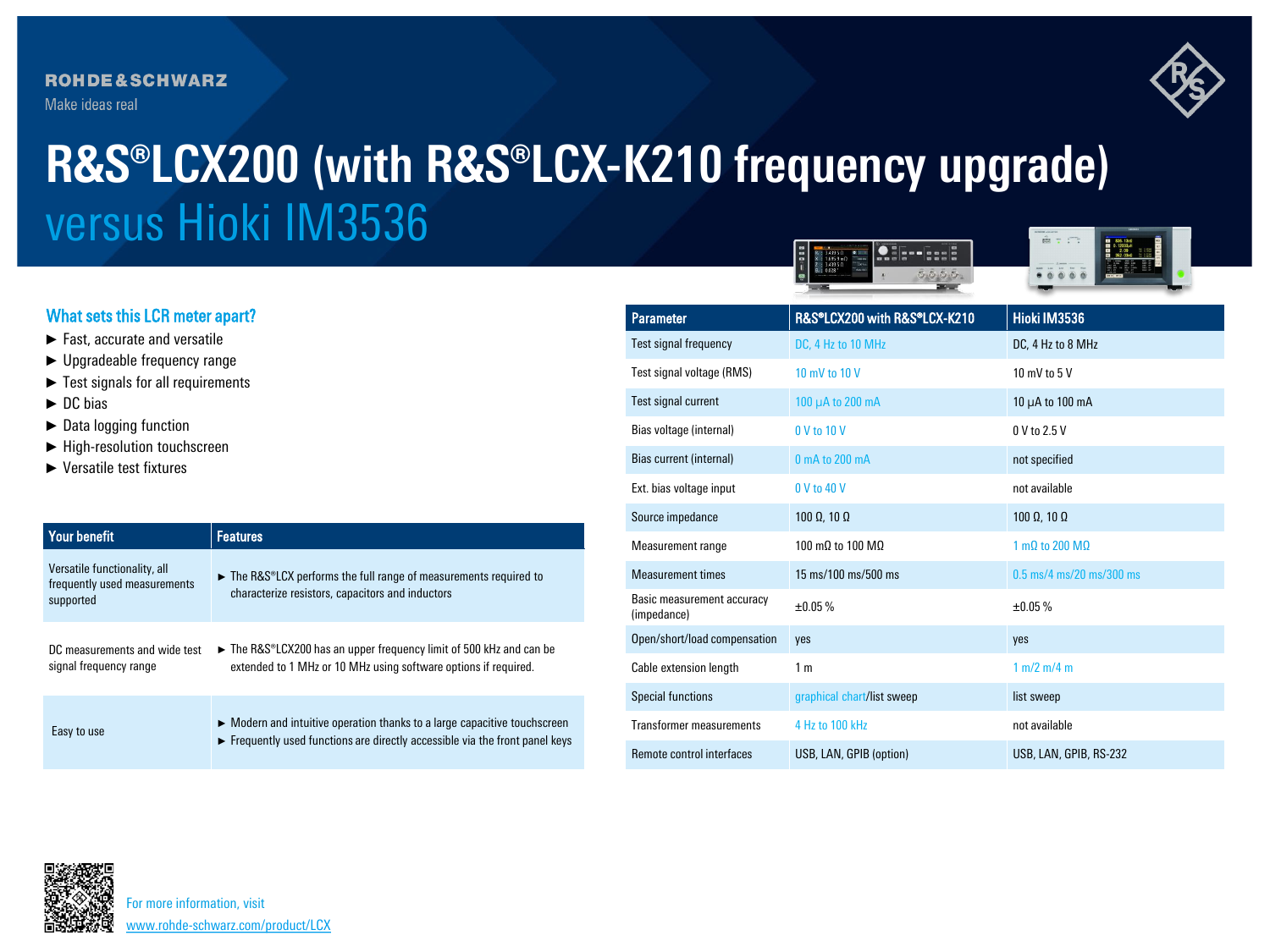ROHDE&SCHWARZ

Make ideas real

# R&S®LCX200 (with R&S®LCX-K210 frequency upgrade) versus Hioki IM3536

## What sets this LCR meter apart?

- ► Fast, accurate and versatile
- ► Upgradeable frequency range
- ► Test signals for all requirements
- ► DC bias
- ► Data logging function
- ► High-resolution touchscreen
- ► Versatile test fixtures

| Your benefit | Features |
| --- | --- |
| Versatile functionality, all frequently used measurements supported | ► The R&S®LCX performs the full range of measurements required to characterize resistors, capacitors and inductors |
| DC measurements and wide test signal frequency range | ► The R&S®LCX200 has an upper frequency limit of 500 kHz and can be extended to 1 MHz or 10 MHz using software options if required. |
| Easy to use | ► Modern and intuitive operation thanks to a large capacitive touchscreen<br>► Frequently used functions are directly accessible via the front panel keys |

| Parameter | R&S®LCX200 with R&S®LCX-K210 | Hioki IM3536 |
| --- | --- | --- |
| Test signal frequency | DC, 4 Hz to 10 MHz | DC, 4 Hz to 8 MHz |
| Test signal voltage (RMS) | 10 mV to 10 V | 10 mV to 5 V |
| Test signal current | 100 µA to 200 mA | 10 µA to 100 mA |
| Bias voltage (internal) | 0 V to 10 V | 0 V to 2.5 V |
| Bias current (internal) | 0 mA to 200 mA | not specified |
| Ext. bias voltage input | 0 V to 40 V | not available |
| Source impedance | 100 Ω, 10 Ω | 100 Ω, 10 Ω |
| Measurement range | 100 mΩ to 100 MΩ | 1 mΩ to 200 MΩ |
| Measurement times | 15 ms/100 ms/500 ms | 0.5 ms/4 ms/20 ms/300 ms |
| Basic measurement accuracy (impedance) | ±0.05 % | ±0.05 % |
| Open/short/load compensation | yes | yes |
| Cable extension length | 1 m | 1 m/2 m/4 m |
| Special functions | graphical chart/list sweep | list sweep |
| Transformer measurements | 4 Hz to 100 kHz | not available |
| Remote control interfaces | USB, LAN, GPIB (option) | USB, LAN, GPIB, RS-232 |

For more information, visit
www.rohde-schwarz.com/product/LCX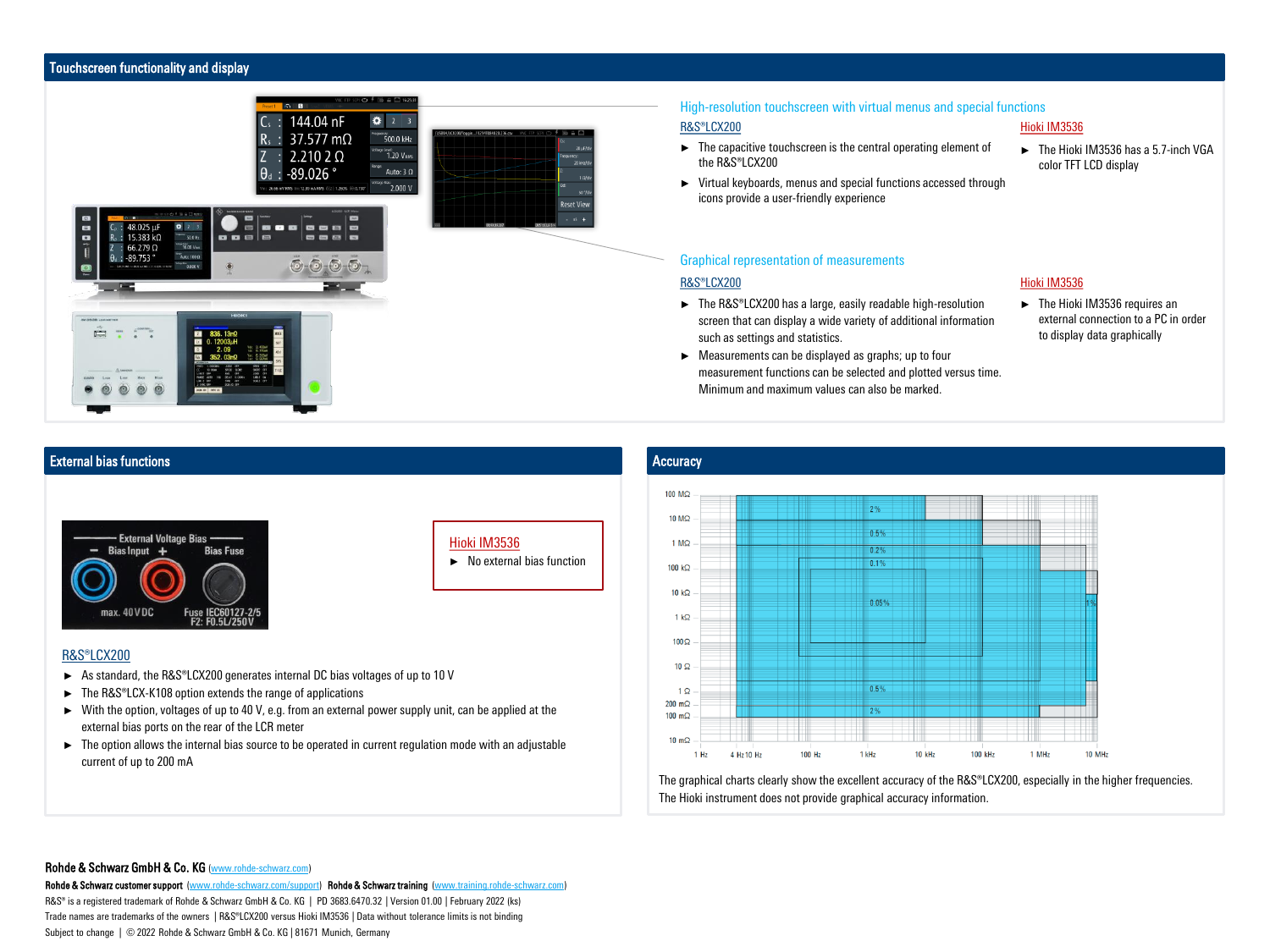## Touchscreen functionality and display

### High-resolution touchscreen with virtual menus and special functions

R&S®LCX200

- The capacitive touchscreen is the central operating element of the R&S®LCX200
- Virtual keyboards, menus and special functions accessed through icons provide a user-friendly experience

Hioki IM3536

- The Hioki IM3536 has a 5.7-inch VGA color TFT LCD display

### Graphical representation of measurements

R&S®LCX200

- The R&S®LCX200 has a large, easily readable high-resolution screen that can display a wide variety of additional information such as settings and statistics.
- Measurements can be displayed as graphs; up to four measurement functions can be selected and plotted versus time. Minimum and maximum values can also be marked.

Hioki IM3536

- The Hioki IM3536 requires an external connection to a PC in order to display data graphically

## External bias functions

External Voltage Bias
Bias Input − +
Bias Fuse
max. 40 V DC
Fuse IEC60127-2/5
F2: F0.5L/250V

Hioki IM3536

- No external bias function

R&S®LCX200

- As standard, the R&S®LCX200 generates internal DC bias voltages of up to 10 V
- The R&S®LCX-K108 option extends the range of applications
- With the option, voltages of up to 40 V, e.g. from an external power supply unit, can be applied at the external bias ports on the rear of the LCR meter
- The option allows the internal bias source to be operated in current regulation mode with an adjustable current of up to 200 mA

## Accuracy

100 MΩ
10 MΩ
1 MΩ
100 kΩ
10 kΩ
1 kΩ
100 Ω
10 Ω
1 Ω
200 mΩ
100 mΩ
10 mΩ
1 Hz
4 Hz 10 Hz
100 Hz
1 kHz
10 kHz
100 kHz
1 MHz
10 MHz
2%
0.5%
0.2%
0.1%
0.05%
1%
0.5%
2%

The graphical charts clearly show the excellent accuracy of the R&S®LCX200, especially in the higher frequencies. The Hioki instrument does not provide graphical accuracy information.

**Rohde & Schwarz GmbH & Co. KG** (www.rohde-schwarz.com)
**Rohde & Schwarz customer support** (www.rohde-schwarz.com/support) **Rohde & Schwarz training** (www.training.rohde-schwarz.com)
R&S® is a registered trademark of Rohde & Schwarz GmbH & Co. KG | PD 3683.6470.32 | Version 01.00 | February 2022 (ks)
Trade names are trademarks of the owners | R&S®LCX200 versus Hioki IM3536 | Data without tolerance limits is not binding
Subject to change | © 2022 Rohde & Schwarz GmbH & Co. KG | 81671 Munich, Germany